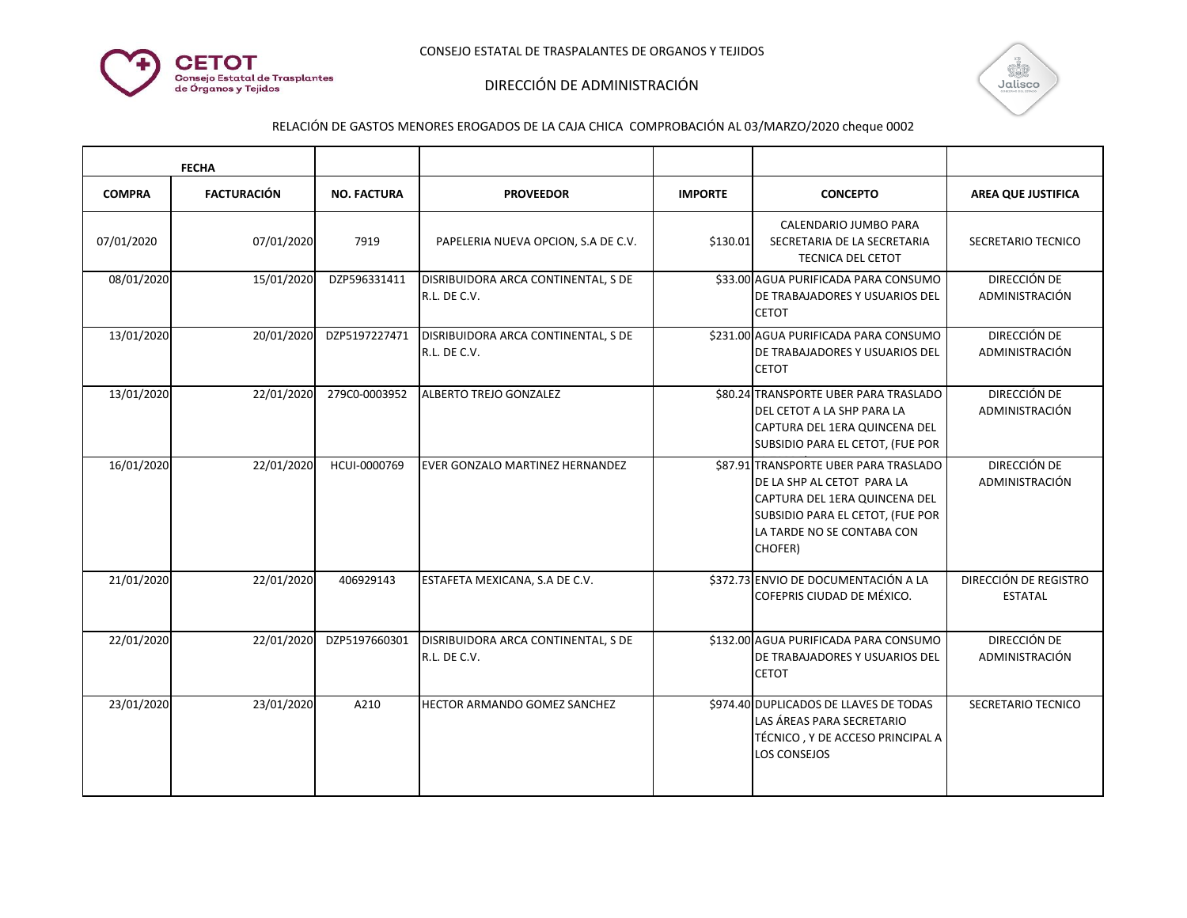CONSEJO ESTATAL DE TRASPALANTES DE ORGANOS Y TEJIDOS

DIRECCIÓN DE ADMINISTRACIÓN

RELACIÓN DE GASTOS MENORES EROGADOS DE LA CAJA CHICA COMPROBACIÓN AL 03/MARZO/2020 cheque 0002

| FECHA | | | | | | |
|---|---|---|---|---|---|---|
| **COMPRA** | **FACTURACIÓN** | **NO. FACTURA** | **PROVEEDOR** | **IMPORTE** | **CONCEPTO** | **AREA QUE JUSTIFICA** |
| 07/01/2020 | 07/01/2020 | 7919 | PAPELERIA NUEVA OPCION, S.A DE C.V. | $130.01 | CALENDARIO JUMBO PARA SECRETARIA DE LA SECRETARIA TECNICA DEL CETOT | SECRETARIO TECNICO |
| 08/01/2020 | 15/01/2020 | DZP596331411 | DISRIBUIDORA ARCA CONTINENTAL, S DE R.L. DE C.V. | $33.00 | AGUA PURIFICADA PARA CONSUMO DE TRABAJADORES Y USUARIOS DEL CETOT | DIRECCIÓN DE ADMINISTRACIÓN |
| 13/01/2020 | 20/01/2020 | DZP5197227471 | DISRIBUIDORA ARCA CONTINENTAL, S DE R.L. DE C.V. | $231.00 | AGUA PURIFICADA PARA CONSUMO DE TRABAJADORES Y USUARIOS DEL CETOT | DIRECCIÓN DE ADMINISTRACIÓN |
| 13/01/2020 | 22/01/2020 | 279C0-0003952 | ALBERTO TREJO GONZALEZ | $80.24 | TRANSPORTE UBER PARA TRASLADO DEL CETOT A LA SHP PARA LA CAPTURA DEL 1ERA QUINCENA DEL SUBSIDIO PARA EL CETOT, (FUE POR | DIRECCIÓN DE ADMINISTRACIÓN |
| 16/01/2020 | 22/01/2020 | HCUI-0000769 | EVER GONZALO MARTINEZ HERNANDEZ | $87.91 | TRANSPORTE UBER PARA TRASLADO DE LA SHP AL CETOT PARA LA CAPTURA DEL 1ERA QUINCENA DEL SUBSIDIO PARA EL CETOT, (FUE POR LA TARDE NO SE CONTABA CON CHOFER) | DIRECCIÓN DE ADMINISTRACIÓN |
| 21/01/2020 | 22/01/2020 | 406929143 | ESTAFETA MEXICANA, S.A DE C.V. | $372.73 | ENVIO DE DOCUMENTACIÓN A LA COFEPRIS CIUDAD DE MÉXICO. | DIRECCIÓN DE REGISTRO ESTATAL |
| 22/01/2020 | 22/01/2020 | DZP5197660301 | DISRIBUIDORA ARCA CONTINENTAL, S DE R.L. DE C.V. | $132.00 | AGUA PURIFICADA PARA CONSUMO DE TRABAJADORES Y USUARIOS DEL CETOT | DIRECCIÓN DE ADMINISTRACIÓN |
| 23/01/2020 | 23/01/2020 | A210 | HECTOR ARMANDO GOMEZ SANCHEZ | $974.40 | DUPLICADOS DE LLAVES DE TODAS LAS ÁREAS PARA SECRETARIO TÉCNICO , Y DE ACCESO PRINCIPAL A LOS CONSEJOS | SECRETARIO TECNICO |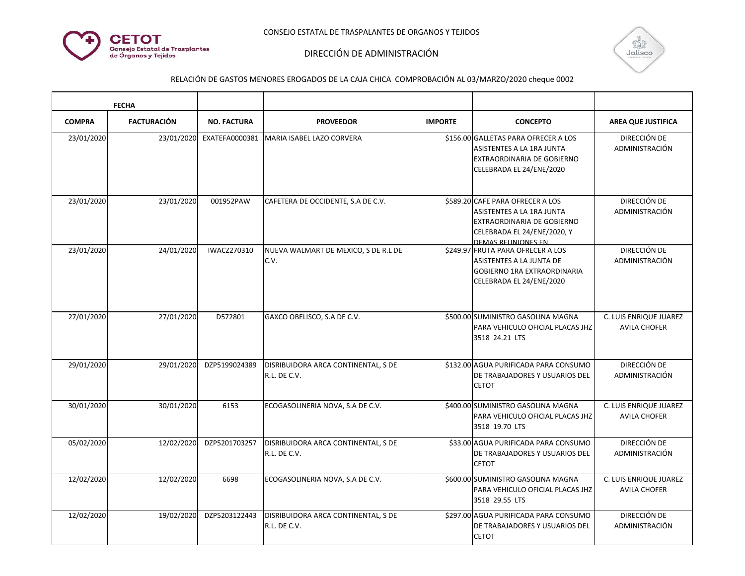CONSEJO ESTATAL DE TRASPALANTES DE ORGANOS Y TEJIDOS

DIRECCIÓN DE ADMINISTRACIÓN

RELACIÓN DE GASTOS MENORES EROGADOS DE LA CAJA CHICA COMPROBACIÓN AL 03/MARZO/2020 cheque 0002

| FECHA | | | | | | |
|---|---|---|---|---|---|---|
| **COMPRA** | **FACTURACIÓN** | **NO. FACTURA** | **PROVEEDOR** | **IMPORTE** | **CONCEPTO** | **AREA QUE JUSTIFICA** |
| 23/01/2020 | 23/01/2020 | EXATEFA0000381 | MARIA ISABEL LAZO CORVERA | $156.00 | GALLETAS PARA OFRECER A LOS ASISTENTES A LA 1RA JUNTA EXTRAORDINARIA DE GOBIERNO CELEBRADA EL 24/ENE/2020 | DIRECCIÓN DE ADMINISTRACIÓN |
| 23/01/2020 | 23/01/2020 | 001952PAW | CAFETERA DE OCCIDENTE, S.A DE C.V. | $589.20 | CAFE PARA OFRECER A LOS ASISTENTES A LA 1RA JUNTA EXTRAORDINARIA DE GOBIERNO CELEBRADA EL 24/ENE/2020, Y DEMAS REUNIONES EN | DIRECCIÓN DE ADMINISTRACIÓN |
| 23/01/2020 | 24/01/2020 | IWACZ270310 | NUEVA WALMART DE MEXICO, S DE R.L DE C.V. | $249.97 | FRUTA PARA OFRECER A LOS ASISTENTES A LA JUNTA DE GOBIERNO 1RA EXTRAORDINARIA CELEBRADA EL 24/ENE/2020 | DIRECCIÓN DE ADMINISTRACIÓN |
| 27/01/2020 | 27/01/2020 | D572801 | GAXCO OBELISCO, S.A DE C.V. | $500.00 | SUMINISTRO GASOLINA MAGNA PARA VEHICULO OFICIAL PLACAS JHZ 3518 24.21 LTS | C. LUIS ENRIQUE JUAREZ AVILA CHOFER |
| 29/01/2020 | 29/01/2020 | DZP5199024389 | DISRIBUIDORA ARCA CONTINENTAL, S DE R.L. DE C.V. | $132.00 | AGUA PURIFICADA PARA CONSUMO DE TRABAJADORES Y USUARIOS DEL CETOT | DIRECCIÓN DE ADMINISTRACIÓN |
| 30/01/2020 | 30/01/2020 | 6153 | ECOGASOLINERIA NOVA, S.A DE C.V. | $400.00 | SUMINISTRO GASOLINA MAGNA PARA VEHICULO OFICIAL PLACAS JHZ 3518 19.70 LTS | C. LUIS ENRIQUE JUAREZ AVILA CHOFER |
| 05/02/2020 | 12/02/2020 | DZP5201703257 | DISRIBUIDORA ARCA CONTINENTAL, S DE R.L. DE C.V. | $33.00 | AGUA PURIFICADA PARA CONSUMO DE TRABAJADORES Y USUARIOS DEL CETOT | DIRECCIÓN DE ADMINISTRACIÓN |
| 12/02/2020 | 12/02/2020 | 6698 | ECOGASOLINERIA NOVA, S.A DE C.V. | $600.00 | SUMINISTRO GASOLINA MAGNA PARA VEHICULO OFICIAL PLACAS JHZ 3518 29.55 LTS | C. LUIS ENRIQUE JUAREZ AVILA CHOFER |
| 12/02/2020 | 19/02/2020 | DZP5203122443 | DISRIBUIDORA ARCA CONTINENTAL, S DE R.L. DE C.V. | $297.00 | AGUA PURIFICADA PARA CONSUMO DE TRABAJADORES Y USUARIOS DEL CETOT | DIRECCIÓN DE ADMINISTRACIÓN |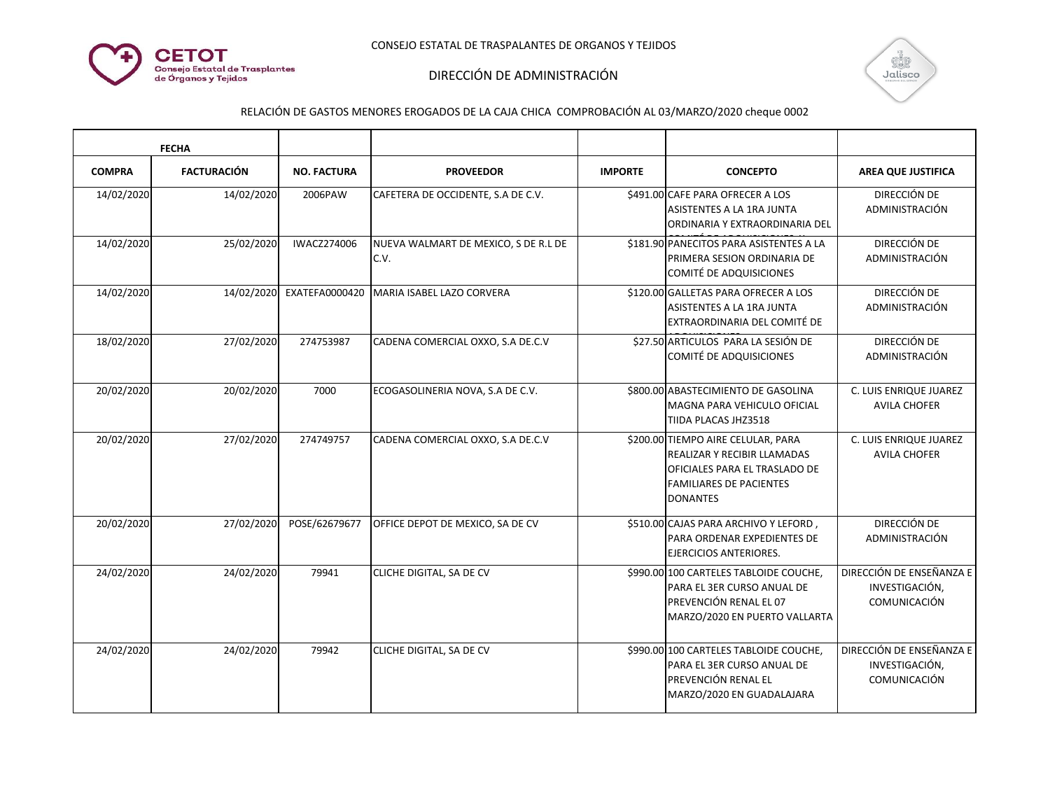CETOT Consejo Estatal de Trasplantes de Órganos y Tejidos

CONSEJO ESTATAL DE TRASPALANTES DE ORGANOS Y TEJIDOS

DIRECCIÓN DE ADMINISTRACIÓN

Jalisco

RELACIÓN DE GASTOS MENORES EROGADOS DE LA CAJA CHICA COMPROBACIÓN AL 03/MARZO/2020 cheque 0002

| FECHA | | | | | | |
|---|---|---|---|---|---|---|
| **COMPRA** | **FACTURACIÓN** | **NO. FACTURA** | **PROVEEDOR** | **IMPORTE** | **CONCEPTO** | **AREA QUE JUSTIFICA** |
| 14/02/2020 | 14/02/2020 | 2006PAW | CAFETERA DE OCCIDENTE, S.A DE C.V. | $491.00 | CAFE PARA OFRECER A LOS ASISTENTES A LA 1RA JUNTA ORDINARIA Y EXTRAORDINARIA DEL | DIRECCIÓN DE ADMINISTRACIÓN |
| 14/02/2020 | 25/02/2020 | IWACZ274006 | NUEVA WALMART DE MEXICO, S DE R.L DE C.V. | $181.90 | PANECITOS PARA ASISTENTES A LA PRIMERA SESION ORDINARIA DE COMITÉ DE ADQUISICIONES | DIRECCIÓN DE ADMINISTRACIÓN |
| 14/02/2020 | 14/02/2020 | EXATEFA0000420 | MARIA ISABEL LAZO CORVERA | $120.00 | GALLETAS PARA OFRECER A LOS ASISTENTES A LA 1RA JUNTA EXTRAORDINARIA DEL COMITÉ DE | DIRECCIÓN DE ADMINISTRACIÓN |
| 18/02/2020 | 27/02/2020 | 274753987 | CADENA COMERCIAL OXXO, S.A DE.C.V | $27.50 | ARTICULOS PARA LA SESIÓN DE COMITÉ DE ADQUISICIONES | DIRECCIÓN DE ADMINISTRACIÓN |
| 20/02/2020 | 20/02/2020 | 7000 | ECOGASOLINERIA NOVA, S.A DE C.V. | $800.00 | ABASTECIMIENTO DE GASOLINA MAGNA PARA VEHICULO OFICIAL TIIDA PLACAS JHZ3518 | C. LUIS ENRIQUE JUAREZ AVILA CHOFER |
| 20/02/2020 | 27/02/2020 | 274749757 | CADENA COMERCIAL OXXO, S.A DE.C.V | $200.00 | TIEMPO AIRE CELULAR, PARA REALIZAR Y RECIBIR LLAMADAS OFICIALES PARA EL TRASLADO DE FAMILIARES DE PACIENTES DONANTES | C. LUIS ENRIQUE JUAREZ AVILA CHOFER |
| 20/02/2020 | 27/02/2020 | POSE/62679677 | OFFICE DEPOT DE MEXICO, SA DE CV | $510.00 | CAJAS PARA ARCHIVO Y LEFORD , PARA ORDENAR EXPEDIENTES DE EJERCICIOS ANTERIORES. | DIRECCIÓN DE ADMINISTRACIÓN |
| 24/02/2020 | 24/02/2020 | 79941 | CLICHE DIGITAL, SA DE CV | $990.00 | 100 CARTELES TABLOIDE COUCHE, PARA EL 3ER CURSO ANUAL DE PREVENCIÓN RENAL EL 07 MARZO/2020 EN PUERTO VALLARTA | DIRECCIÓN DE ENSEÑANZA E INVESTIGACIÓN, COMUNICACIÓN |
| 24/02/2020 | 24/02/2020 | 79942 | CLICHE DIGITAL, SA DE CV | $990.00 | 100 CARTELES TABLOIDE COUCHE, PARA EL 3ER CURSO ANUAL DE PREVENCIÓN RENAL EL MARZO/2020 EN GUADALAJARA | DIRECCIÓN DE ENSEÑANZA E INVESTIGACIÓN, COMUNICACIÓN |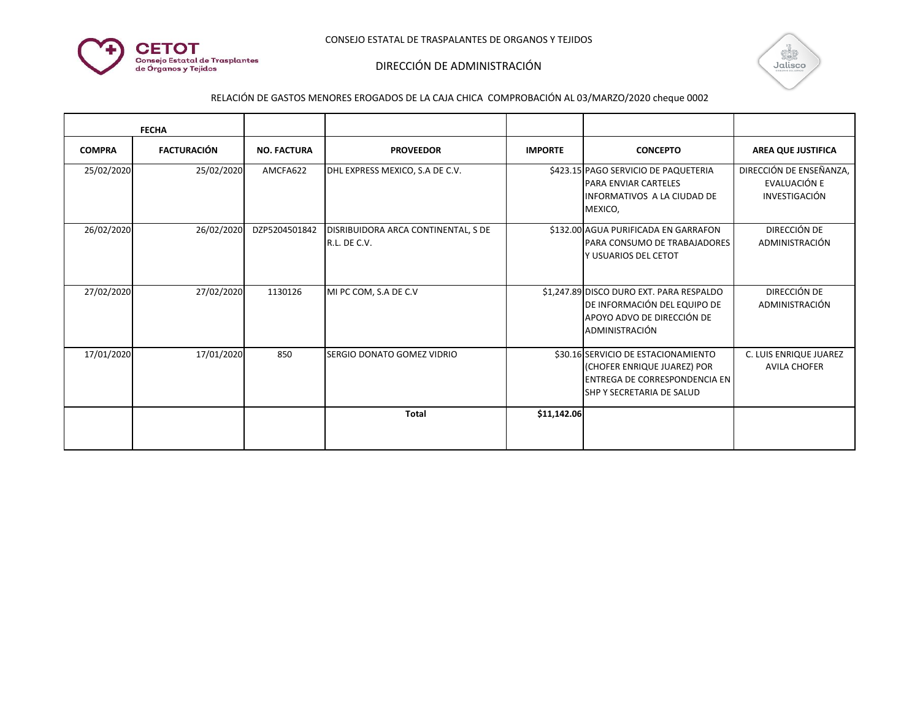CONSEJO ESTATAL DE TRASPALANTES DE ORGANOS Y TEJIDOS

DIRECCIÓN DE ADMINISTRACIÓN

RELACIÓN DE GASTOS MENORES EROGADOS DE LA CAJA CHICA COMPROBACIÓN AL 03/MARZO/2020 cheque 0002

| FECHA | | | | | | |
|---|---|---|---|---|---|---|
| **COMPRA** | **FACTURACIÓN** | **NO. FACTURA** | **PROVEEDOR** | **IMPORTE** | **CONCEPTO** | **AREA QUE JUSTIFICA** |
| 25/02/2020 | 25/02/2020 | AMCFA622 | DHL EXPRESS MEXICO, S.A DE C.V. | $423.15 | PAGO SERVICIO DE PAQUETERIA PARA ENVIAR CARTELES INFORMATIVOS A LA CIUDAD DE MEXICO, | DIRECCIÓN DE ENSEÑANZA, EVALUACIÓN E INVESTIGACIÓN |
| 26/02/2020 | 26/02/2020 | DZP5204501842 | DISRIBUIDORA ARCA CONTINENTAL, S DE R.L. DE C.V. | $132.00 | AGUA PURIFICADA EN GARRAFON PARA CONSUMO DE TRABAJADORES Y USUARIOS DEL CETOT | DIRECCIÓN DE ADMINISTRACIÓN |
| 27/02/2020 | 27/02/2020 | 1130126 | MI PC COM, S.A DE C.V | $1,247.89 | DISCO DURO EXT. PARA RESPALDO DE INFORMACIÓN DEL EQUIPO DE APOYO ADVO DE DIRECCIÓN DE ADMINISTRACIÓN | DIRECCIÓN DE ADMINISTRACIÓN |
| 17/01/2020 | 17/01/2020 | 850 | SERGIO DONATO GOMEZ VIDRIO | $30.16 | SERVICIO DE ESTACIONAMIENTO (CHOFER ENRIQUE JUAREZ) POR ENTREGA DE CORRESPONDENCIA EN SHP Y SECRETARIA DE SALUD | C. LUIS ENRIQUE JUAREZ AVILA CHOFER |
| | | | **Total** | **$11,142.06** | | |